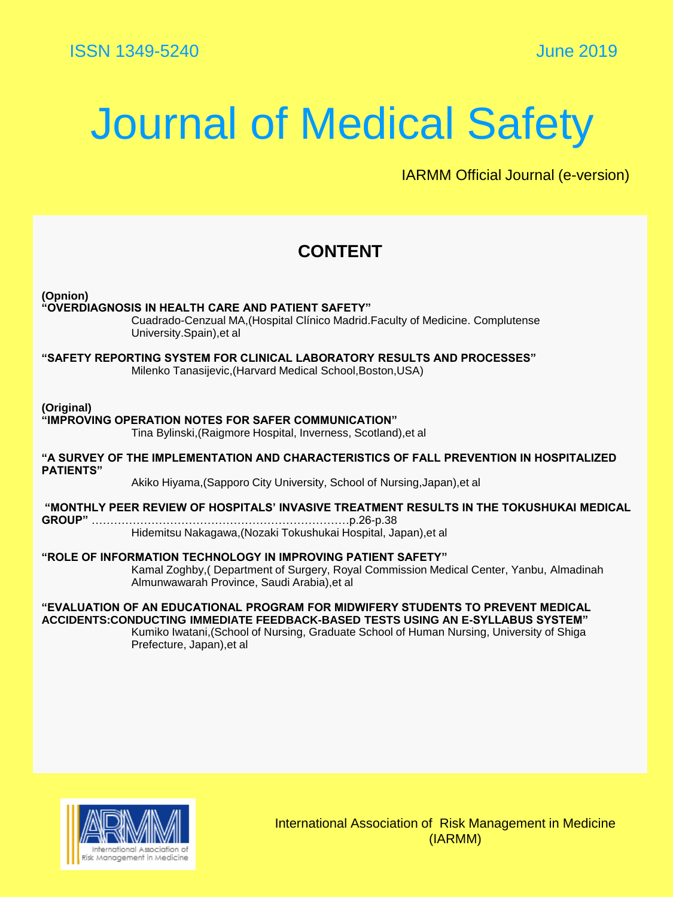ISSN 1349-5240 June 2019

# Journal of Medical Safety

IARMM Official Journal (e-version)

## CONTENT

**(Opnion)**

**"OVERDIAGNOSIS IN HEALTH CARE AND PATIENT SAFETY"**
Cuadrado-Cenzual MA,(Hospital Clínico Madrid.Faculty of Medicine. Complutense University.Spain),et al

**"SAFETY REPORTING SYSTEM FOR CLINICAL LABORATORY RESULTS AND PROCESSES"**
Milenko Tanasijevic,(Harvard Medical School,Boston,USA)

**(Original)**

**"IMPROVING OPERATION NOTES FOR SAFER COMMUNICATION"**
Tina Bylinski,(Raigmore Hospital, Inverness, Scotland),et al

**"A SURVEY OF THE IMPLEMENTATION AND CHARACTERISTICS OF FALL PREVENTION IN HOSPITALIZED PATIENTS"**
Akiko Hiyama,(Sapporo City University, School of Nursing,Japan),et al

**"MONTHLY PEER REVIEW OF HOSPITALS' INVASIVE TREATMENT RESULTS IN THE TOKUSHUKAI MEDICAL GROUP"** ……………………………………………………………p.26-p.38
Hidemitsu Nakagawa,(Nozaki Tokushukai Hospital, Japan),et al

**"ROLE OF INFORMATION TECHNOLOGY IN IMPROVING PATIENT SAFETY"**
Kamal Zoghby,( Department of Surgery, Royal Commission Medical Center, Yanbu, Almadinah Almunwawarah Province, Saudi Arabia),et al

**"EVALUATION OF AN EDUCATIONAL PROGRAM FOR MIDWIFERY STUDENTS TO PREVENT MEDICAL ACCIDENTS:CONDUCTING IMMEDIATE FEEDBACK-BASED TESTS USING AN E-SYLLABUS SYSTEM"**
Kumiko Iwatani,(School of Nursing, Graduate School of Human Nursing, University of Shiga Prefecture, Japan),et al

International Association of Risk Management in Medicine (IARMM)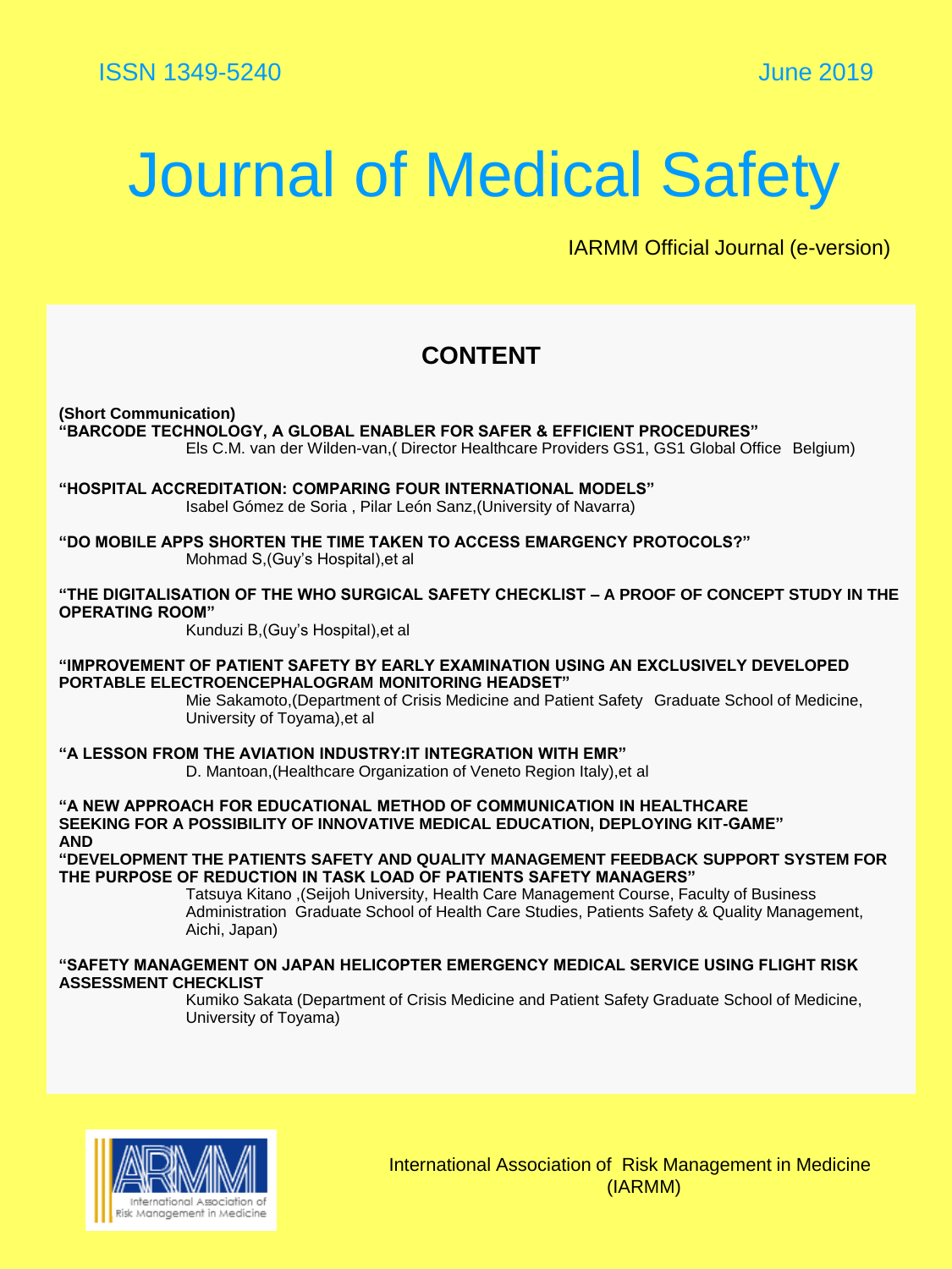ISSN 1349-5240 June 2019

# Journal of Medical Safety

IARMM Official Journal (e-version)

## CONTENT

**(Short Communication)**
**"BARCODE TECHNOLOGY, A GLOBAL ENABLER FOR SAFER & EFFICIENT PROCEDURES"**
Els C.M. van der Wilden-van,( Director Healthcare Providers GS1, GS1 Global Office Belgium)

**"HOSPITAL ACCREDITATION: COMPARING FOUR INTERNATIONAL MODELS"**
Isabel Gómez de Soria , Pilar León Sanz,(University of Navarra)

**"DO MOBILE APPS SHORTEN THE TIME TAKEN TO ACCESS EMARGENCY PROTOCOLS?"**
Mohmad S,(Guy's Hospital),et al

**"THE DIGITALISATION OF THE WHO SURGICAL SAFETY CHECKLIST – A PROOF OF CONCEPT STUDY IN THE OPERATING ROOM"**
Kunduzi B,(Guy's Hospital),et al

**"IMPROVEMENT OF PATIENT SAFETY BY EARLY EXAMINATION USING AN EXCLUSIVELY DEVELOPED PORTABLE ELECTROENCEPHALOGRAM MONITORING HEADSET"**
Mie Sakamoto,(Department of Crisis Medicine and Patient Safety Graduate School of Medicine, University of Toyama),et al

**"A LESSON FROM THE AVIATION INDUSTRY:IT INTEGRATION WITH EMR"**
D. Mantoan,(Healthcare Organization of Veneto Region Italy),et al

**"A NEW APPROACH FOR EDUCATIONAL METHOD OF COMMUNICATION IN HEALTHCARE SEEKING FOR A POSSIBILITY OF INNOVATIVE MEDICAL EDUCATION, DEPLOYING KIT-GAME"**
**AND**
**"DEVELOPMENT THE PATIENTS SAFETY AND QUALITY MANAGEMENT FEEDBACK SUPPORT SYSTEM FOR THE PURPOSE OF REDUCTION IN TASK LOAD OF PATIENTS SAFETY MANAGERS"**
Tatsuya Kitano ,(Seijoh University, Health Care Management Course, Faculty of Business Administration Graduate School of Health Care Studies, Patients Safety & Quality Management, Aichi, Japan)

**"SAFETY MANAGEMENT ON JAPAN HELICOPTER EMERGENCY MEDICAL SERVICE USING FLIGHT RISK ASSESSMENT CHECKLIST**
Kumiko Sakata (Department of Crisis Medicine and Patient Safety Graduate School of Medicine, University of Toyama)

International Association of Risk Management in Medicine (IARMM)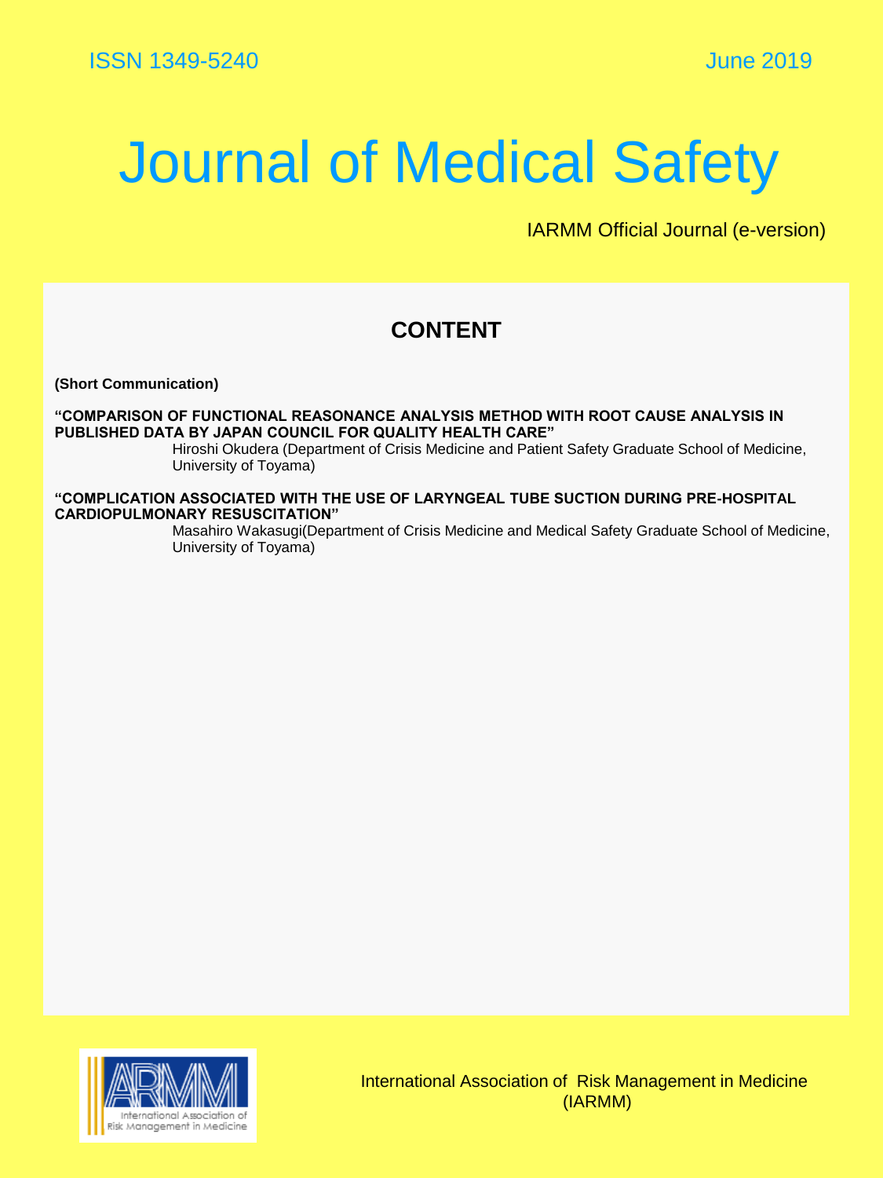ISSN 1349-5240

June 2019

# Journal of Medical Safety

IARMM Official Journal (e-version)

## CONTENT

**(Short Communication)**

**"COMPARISON OF FUNCTIONAL REASONANCE ANALYSIS METHOD WITH ROOT CAUSE ANALYSIS IN PUBLISHED DATA BY JAPAN COUNCIL FOR QUALITY HEALTH CARE"**

Hiroshi Okudera (Department of Crisis Medicine and Patient Safety Graduate School of Medicine, University of Toyama)

**"COMPLICATION ASSOCIATED WITH THE USE OF LARYNGEAL TUBE SUCTION DURING PRE-HOSPITAL CARDIOPULMONARY RESUSCITATION"**

Masahiro Wakasugi(Department of Crisis Medicine and Medical Safety Graduate School of Medicine, University of Toyama)

IARMM International Association of Risk Management in Medicine

International Association of Risk Management in Medicine (IARMM)